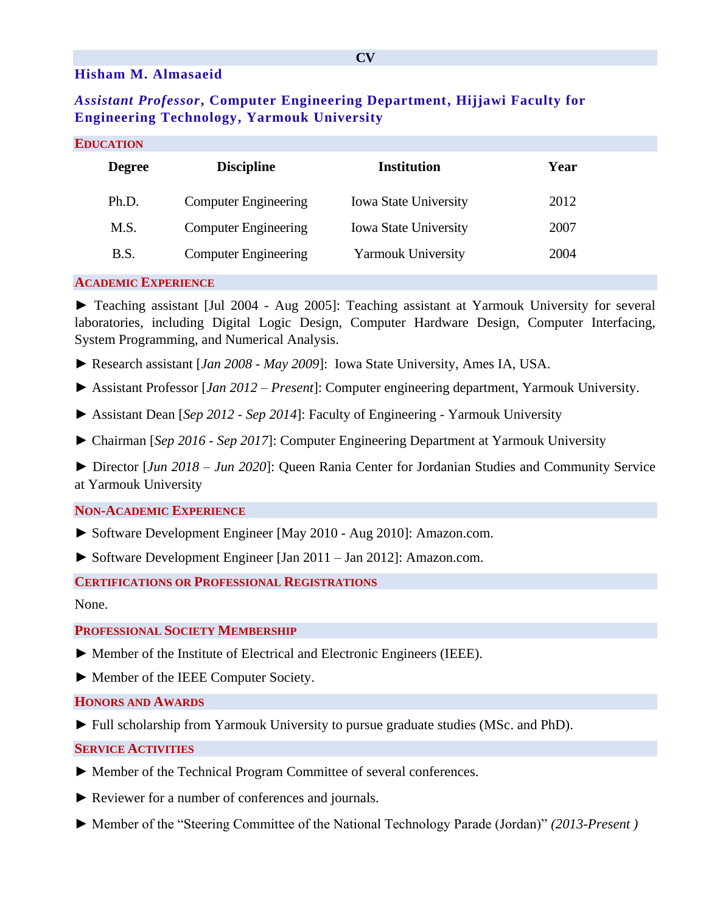# CV

## Hisham M. Almasaeid

***Assistant Professor*, Computer Engineering Department, Hijjawi Faculty for Engineering Technology, Yarmouk University**

## Education

| Degree | Discipline | Institution | Year |
|---|---|---|---|
| Ph.D. | Computer Engineering | Iowa State University | 2012 |
| M.S. | Computer Engineering | Iowa State University | 2007 |
| B.S. | Computer Engineering | Yarmouk University | 2004 |

## Academic Experience

► Teaching assistant [Jul 2004 - Aug 2005]: Teaching assistant at Yarmouk University for several laboratories, including Digital Logic Design, Computer Hardware Design, Computer Interfacing, System Programming, and Numerical Analysis.

► Research assistant [*Jan 2008 - May 2009*]: Iowa State University, Ames IA, USA.

► Assistant Professor [*Jan 2012 – Present*]: Computer engineering department, Yarmouk University.

► Assistant Dean [*Sep 2012 - Sep 2014*]: Faculty of Engineering - Yarmouk University

► Chairman [*Sep 2016 - Sep 2017*]: Computer Engineering Department at Yarmouk University

► Director [*Jun 2018 – Jun 2020*]: Queen Rania Center for Jordanian Studies and Community Service at Yarmouk University

## Non-Academic Experience

► Software Development Engineer [May 2010 - Aug 2010]: Amazon.com.

► Software Development Engineer [Jan 2011 – Jan 2012]: Amazon.com.

## Certifications or Professional Registrations

None.

## Professional Society Membership

► Member of the Institute of Electrical and Electronic Engineers (IEEE).

► Member of the IEEE Computer Society.

## Honors and Awards

► Full scholarship from Yarmouk University to pursue graduate studies (MSc. and PhD).

## Service Activities

► Member of the Technical Program Committee of several conferences.

► Reviewer for a number of conferences and journals.

► Member of the "Steering Committee of the National Technology Parade (Jordan)" *(2013-Present )*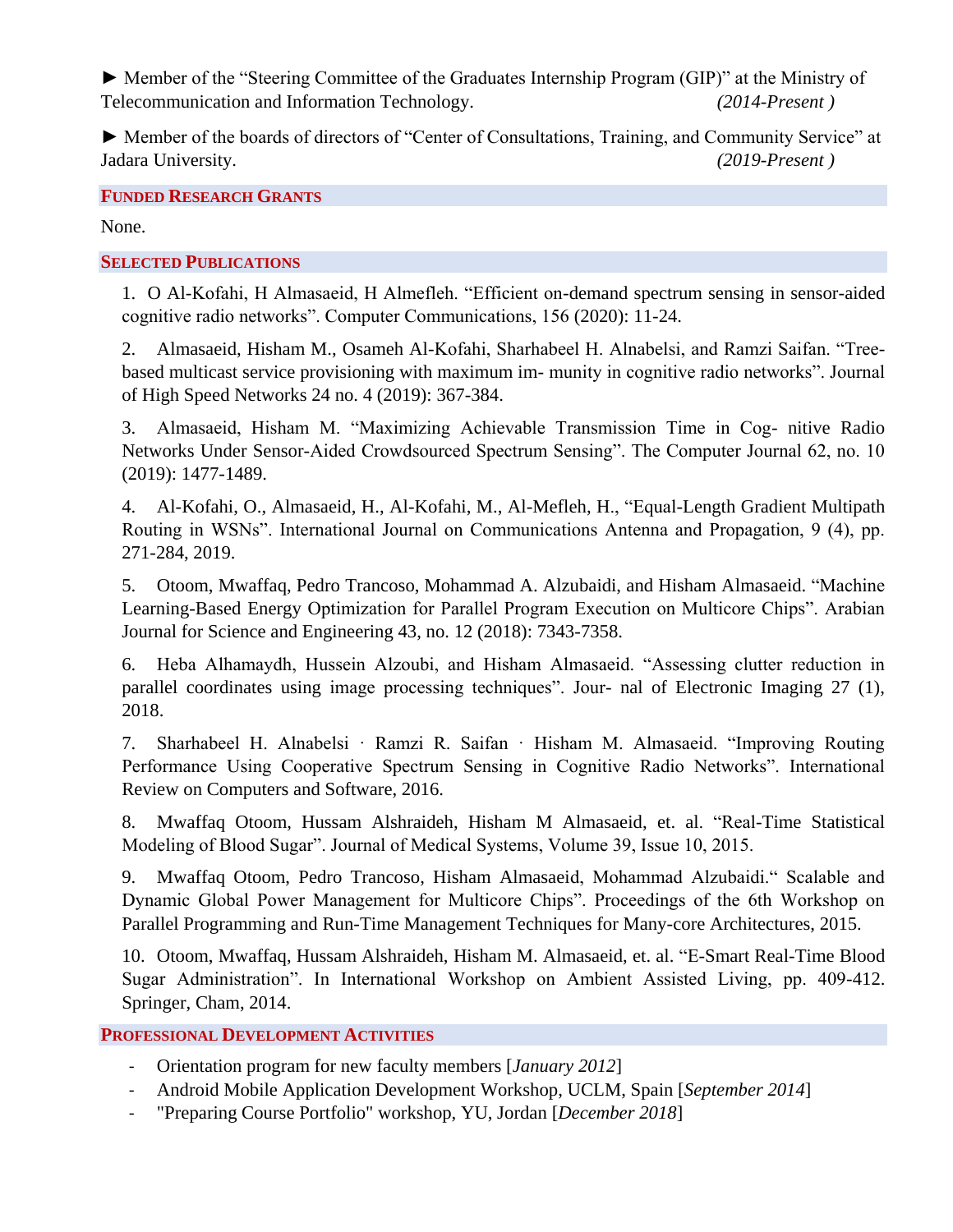► Member of the “Steering Committee of the Graduates Internship Program (GIP)” at the Ministry of Telecommunication and Information Technology. *(2014-Present )*

► Member of the boards of directors of “Center of Consultations, Training, and Community Service” at Jadara University. *(2019-Present )*

## Funded Research Grants

None.

## Selected Publications

1. O Al-Kofahi, H Almasaeid, H Almefleh. “Efficient on-demand spectrum sensing in sensor-aided cognitive radio networks”. Computer Communications, 156 (2020): 11-24.

2. Almasaeid, Hisham M., Osameh Al-Kofahi, Sharhabeel H. Alnabelsi, and Ramzi Saifan. “Tree-based multicast service provisioning with maximum im- munity in cognitive radio networks”. Journal of High Speed Networks 24 no. 4 (2019): 367-384.

3. Almasaeid, Hisham M. “Maximizing Achievable Transmission Time in Cog- nitive Radio Networks Under Sensor-Aided Crowdsourced Spectrum Sensing”. The Computer Journal 62, no. 10 (2019): 1477-1489.

4. Al-Kofahi, O., Almasaeid, H., Al-Kofahi, M., Al-Mefleh, H., “Equal-Length Gradient Multipath Routing in WSNs”. International Journal on Communications Antenna and Propagation, 9 (4), pp. 271-284, 2019.

5. Otoom, Mwaffaq, Pedro Trancoso, Mohammad A. Alzubaidi, and Hisham Almasaeid. “Machine Learning-Based Energy Optimization for Parallel Program Execution on Multicore Chips”. Arabian Journal for Science and Engineering 43, no. 12 (2018): 7343-7358.

6. Heba Alhamaydh, Hussein Alzoubi, and Hisham Almasaeid. “Assessing clutter reduction in parallel coordinates using image processing techniques”. Jour- nal of Electronic Imaging 27 (1), 2018.

7. Sharhabeel H. Alnabelsi · Ramzi R. Saifan · Hisham M. Almasaeid. “Improving Routing Performance Using Cooperative Spectrum Sensing in Cognitive Radio Networks”. International Review on Computers and Software, 2016.

8. Mwaffaq Otoom, Hussam Alshraideh, Hisham M Almasaeid, et. al. “Real-Time Statistical Modeling of Blood Sugar”. Journal of Medical Systems, Volume 39, Issue 10, 2015.

9. Mwaffaq Otoom, Pedro Trancoso, Hisham Almasaeid, Mohammad Alzubaidi.“ Scalable and Dynamic Global Power Management for Multicore Chips”. Proceedings of the 6th Workshop on Parallel Programming and Run-Time Management Techniques for Many-core Architectures, 2015.

10. Otoom, Mwaffaq, Hussam Alshraideh, Hisham M. Almasaeid, et. al. “E-Smart Real-Time Blood Sugar Administration”. In International Workshop on Ambient Assisted Living, pp. 409-412. Springer, Cham, 2014.

## Professional Development Activities

- Orientation program for new faculty members [*January 2012*]
- Android Mobile Application Development Workshop, UCLM, Spain [*September 2014*]
- "Preparing Course Portfolio" workshop, YU, Jordan [*December 2018*]